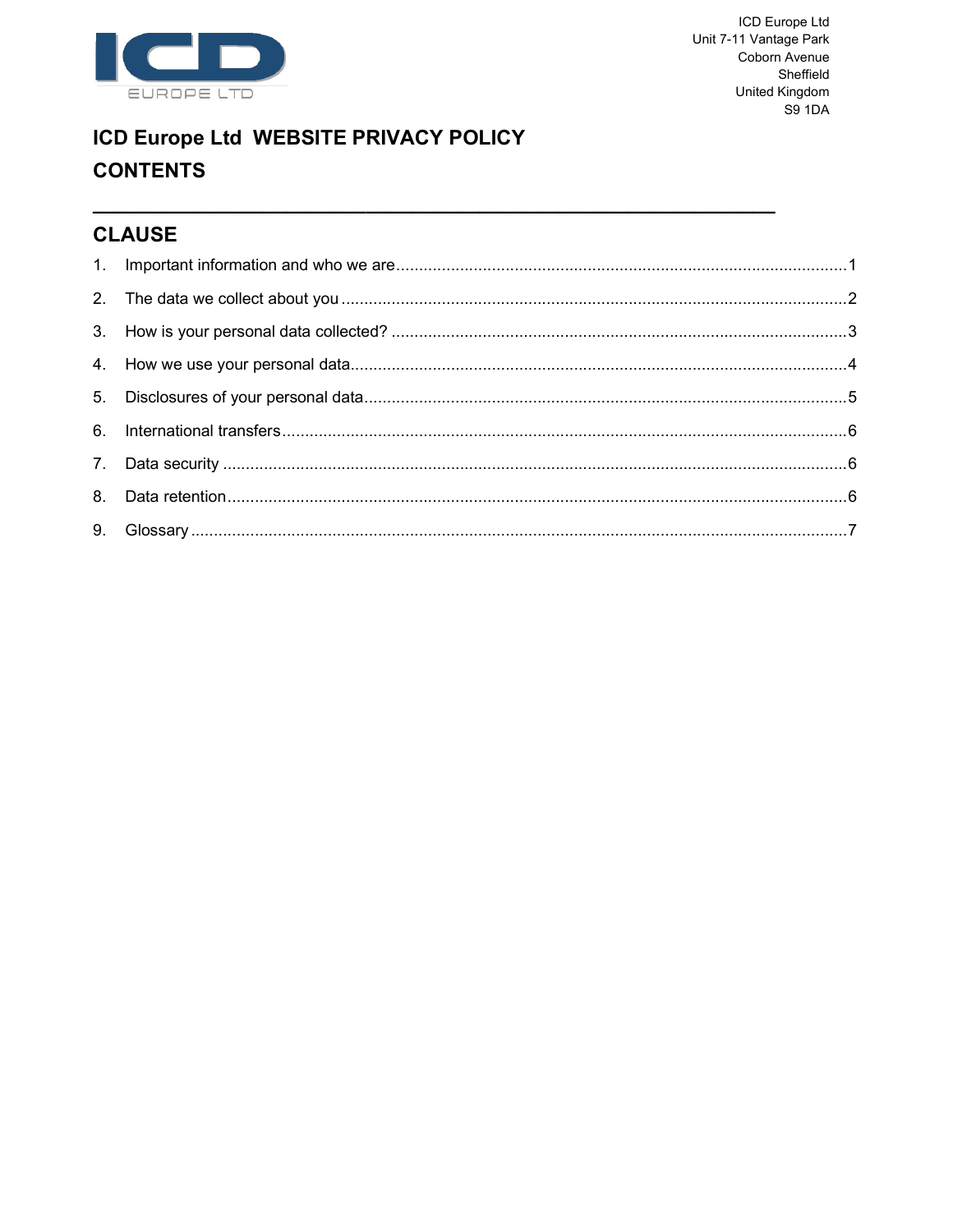ICD Europe Ltd
Unit 7-11 Vantage Park
Coborn Avenue
Sheffield
United Kingdom
S9 1DA

# ICD Europe Ltd WEBSITE PRIVACY POLICY

## CONTENTS

---

## CLAUSE

1. Important information and who we are....1
2. The data we collect about you....2
3. How is your personal data collected?....3
4. How we use your personal data....4
5. Disclosures of your personal data....5
6. International transfers....6
7. Data security....6
8. Data retention....6
9. Glossary....7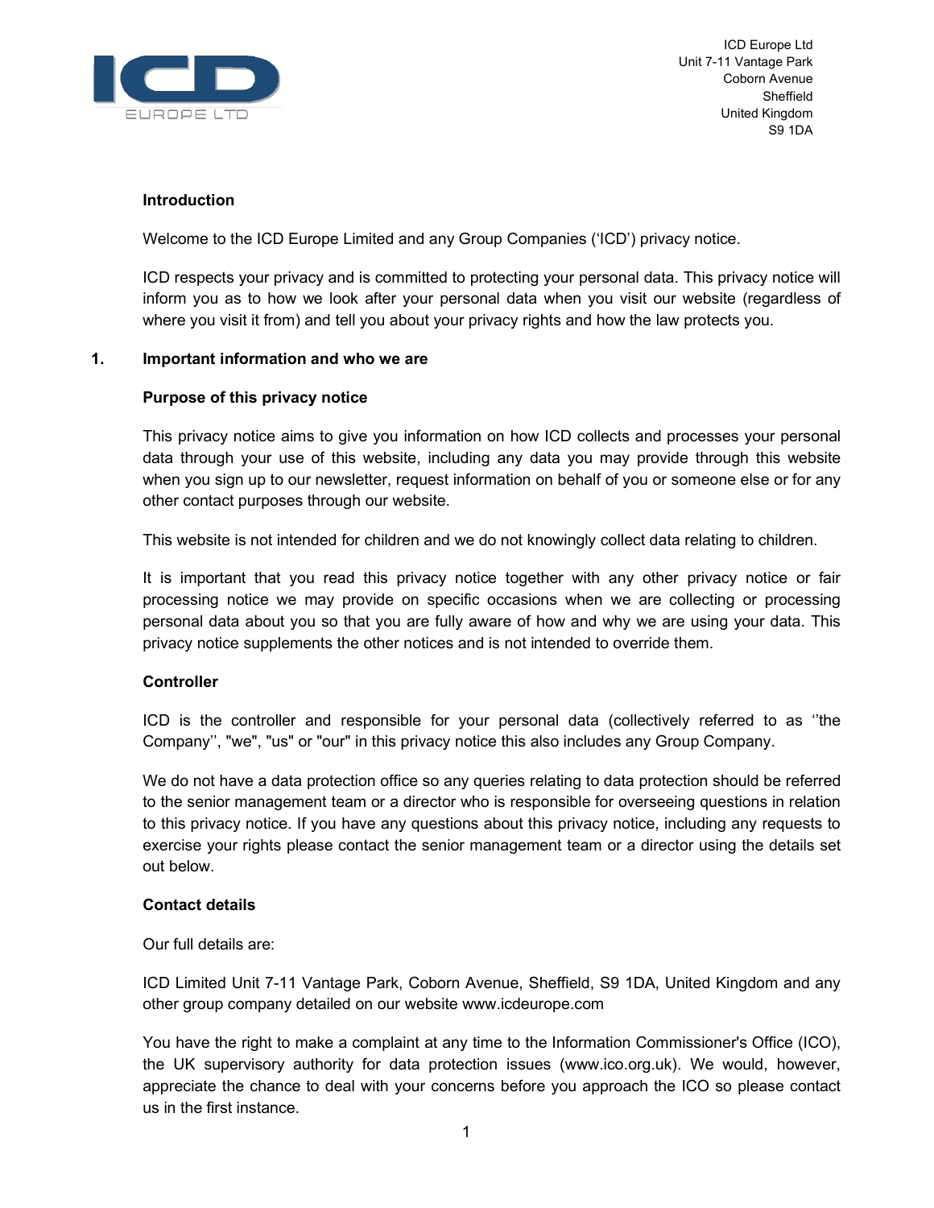ICD Europe Ltd
Unit 7-11 Vantage Park
Coborn Avenue
Sheffield
United Kingdom
S9 1DA

**Introduction**

Welcome to the ICD Europe Limited and any Group Companies ('ICD') privacy notice.

ICD respects your privacy and is committed to protecting your personal data. This privacy notice will inform you as to how we look after your personal data when you visit our website (regardless of where you visit it from) and tell you about your privacy rights and how the law protects you.

## 1. Important information and who we are

**Purpose of this privacy notice**

This privacy notice aims to give you information on how ICD collects and processes your personal data through your use of this website, including any data you may provide through this website when you sign up to our newsletter, request information on behalf of you or someone else or for any other contact purposes through our website.

This website is not intended for children and we do not knowingly collect data relating to children.

It is important that you read this privacy notice together with any other privacy notice or fair processing notice we may provide on specific occasions when we are collecting or processing personal data about you so that you are fully aware of how and why we are using your data. This privacy notice supplements the other notices and is not intended to override them.

**Controller**

ICD is the controller and responsible for your personal data (collectively referred to as ''the Company'', "we", "us" or "our" in this privacy notice this also includes any Group Company.

We do not have a data protection office so any queries relating to data protection should be referred to the senior management team or a director who is responsible for overseeing questions in relation to this privacy notice. If you have any questions about this privacy notice, including any requests to exercise your rights please contact the senior management team or a director using the details set out below.

**Contact details**

Our full details are:

ICD Limited Unit 7-11 Vantage Park, Coborn Avenue, Sheffield, S9 1DA, United Kingdom and any other group company detailed on our website www.icdeurope.com

You have the right to make a complaint at any time to the Information Commissioner's Office (ICO), the UK supervisory authority for data protection issues (www.ico.org.uk). We would, however, appreciate the chance to deal with your concerns before you approach the ICO so please contact us in the first instance.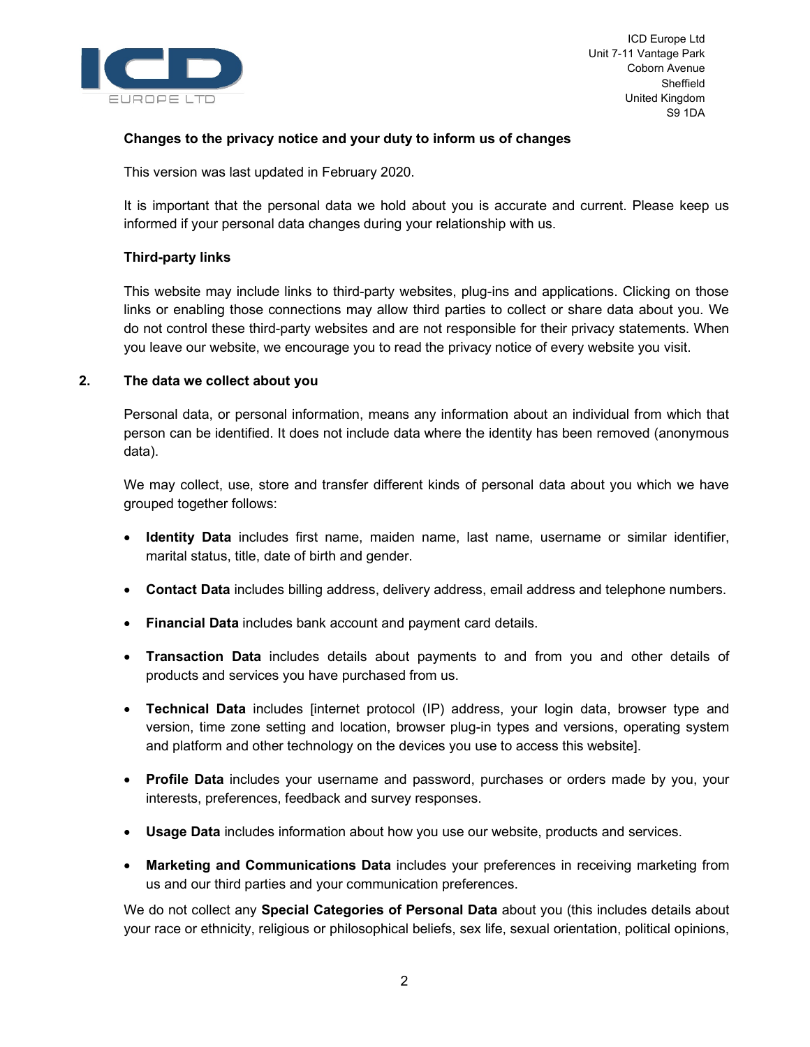**Changes to the privacy notice and your duty to inform us of changes**

This version was last updated in February 2020.

It is important that the personal data we hold about you is accurate and current. Please keep us informed if your personal data changes during your relationship with us.

**Third-party links**

This website may include links to third-party websites, plug-ins and applications. Clicking on those links or enabling those connections may allow third parties to collect or share data about you. We do not control these third-party websites and are not responsible for their privacy statements. When you leave our website, we encourage you to read the privacy notice of every website you visit.

## 2. The data we collect about you

Personal data, or personal information, means any information about an individual from which that person can be identified. It does not include data where the identity has been removed (anonymous data).

We may collect, use, store and transfer different kinds of personal data about you which we have grouped together follows:

- **Identity Data** includes first name, maiden name, last name, username or similar identifier, marital status, title, date of birth and gender.
- **Contact Data** includes billing address, delivery address, email address and telephone numbers.
- **Financial Data** includes bank account and payment card details.
- **Transaction Data** includes details about payments to and from you and other details of products and services you have purchased from us.
- **Technical Data** includes [internet protocol (IP) address, your login data, browser type and version, time zone setting and location, browser plug-in types and versions, operating system and platform and other technology on the devices you use to access this website].
- **Profile Data** includes your username and password, purchases or orders made by you, your interests, preferences, feedback and survey responses.
- **Usage Data** includes information about how you use our website, products and services.
- **Marketing and Communications Data** includes your preferences in receiving marketing from us and our third parties and your communication preferences.

We do not collect any **Special Categories of Personal Data** about you (this includes details about your race or ethnicity, religious or philosophical beliefs, sex life, sexual orientation, political opinions,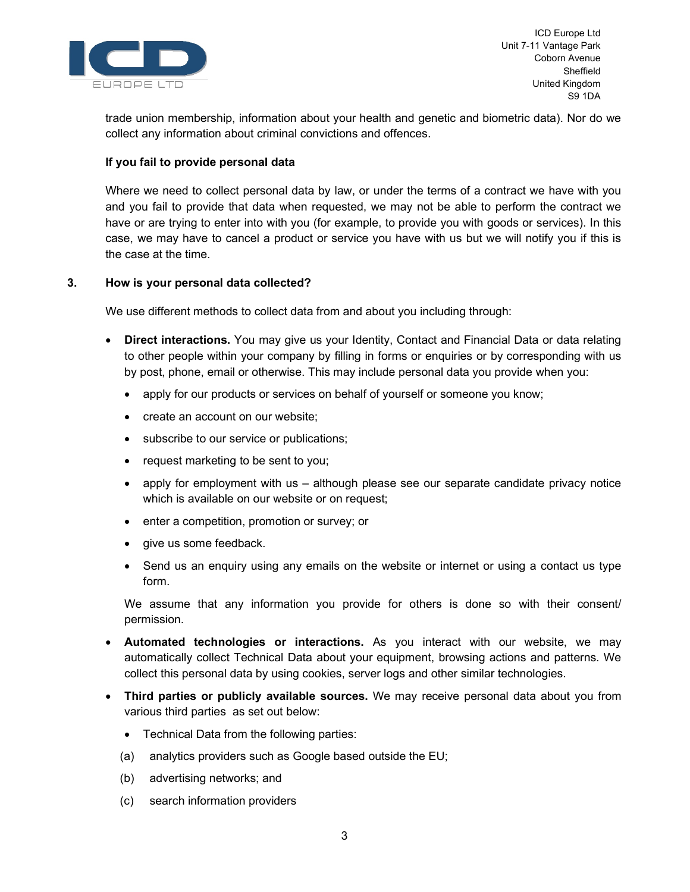trade union membership, information about your health and genetic and biometric data). Nor do we collect any information about criminal convictions and offences.

**If you fail to provide personal data**

Where we need to collect personal data by law, or under the terms of a contract we have with you and you fail to provide that data when requested, we may not be able to perform the contract we have or are trying to enter into with you (for example, to provide you with goods or services). In this case, we may have to cancel a product or service you have with us but we will notify you if this is the case at the time.

## 3. How is your personal data collected?

We use different methods to collect data from and about you including through:

- **Direct interactions.** You may give us your Identity, Contact and Financial Data or data relating to other people within your company by filling in forms or enquiries or by corresponding with us by post, phone, email or otherwise. This may include personal data you provide when you:
  - apply for our products or services on behalf of yourself or someone you know;
  - create an account on our website;
  - subscribe to our service or publications;
  - request marketing to be sent to you;
  - apply for employment with us – although please see our separate candidate privacy notice which is available on our website or on request;
  - enter a competition, promotion or survey; or
  - give us some feedback.
  - Send us an enquiry using any emails on the website or internet or using a contact us type form.

  We assume that any information you provide for others is done so with their consent/ permission.

- **Automated technologies or interactions.** As you interact with our website, we may automatically collect Technical Data about your equipment, browsing actions and patterns. We collect this personal data by using cookies, server logs and other similar technologies.
- **Third parties or publicly available sources.** We may receive personal data about you from various third parties as set out below:
  - Technical Data from the following parties:

  (a) analytics providers such as Google based outside the EU;

  (b) advertising networks; and

  (c) search information providers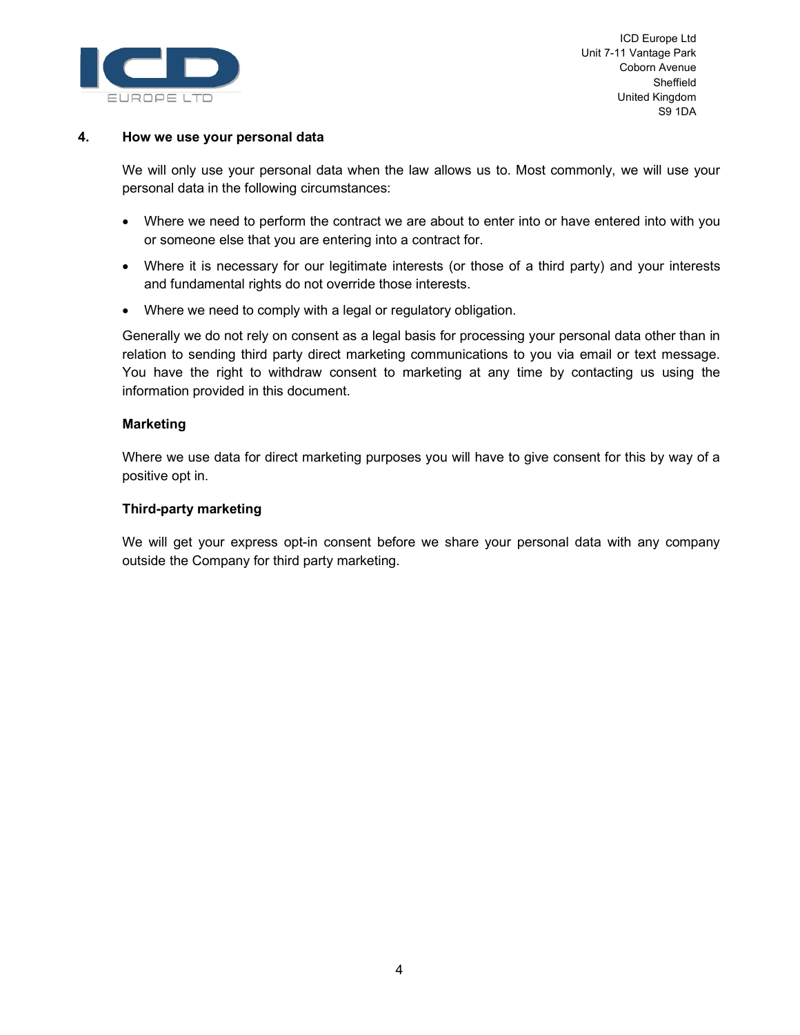## 4. How we use your personal data

We will only use your personal data when the law allows us to. Most commonly, we will use your personal data in the following circumstances:

- Where we need to perform the contract we are about to enter into or have entered into with you or someone else that you are entering into a contract for.
- Where it is necessary for our legitimate interests (or those of a third party) and your interests and fundamental rights do not override those interests.
- Where we need to comply with a legal or regulatory obligation.

Generally we do not rely on consent as a legal basis for processing your personal data other than in relation to sending third party direct marketing communications to you via email or text message. You have the right to withdraw consent to marketing at any time by contacting us using the information provided in this document.

### Marketing

Where we use data for direct marketing purposes you will have to give consent for this by way of a positive opt in.

### Third-party marketing

We will get your express opt-in consent before we share your personal data with any company outside the Company for third party marketing.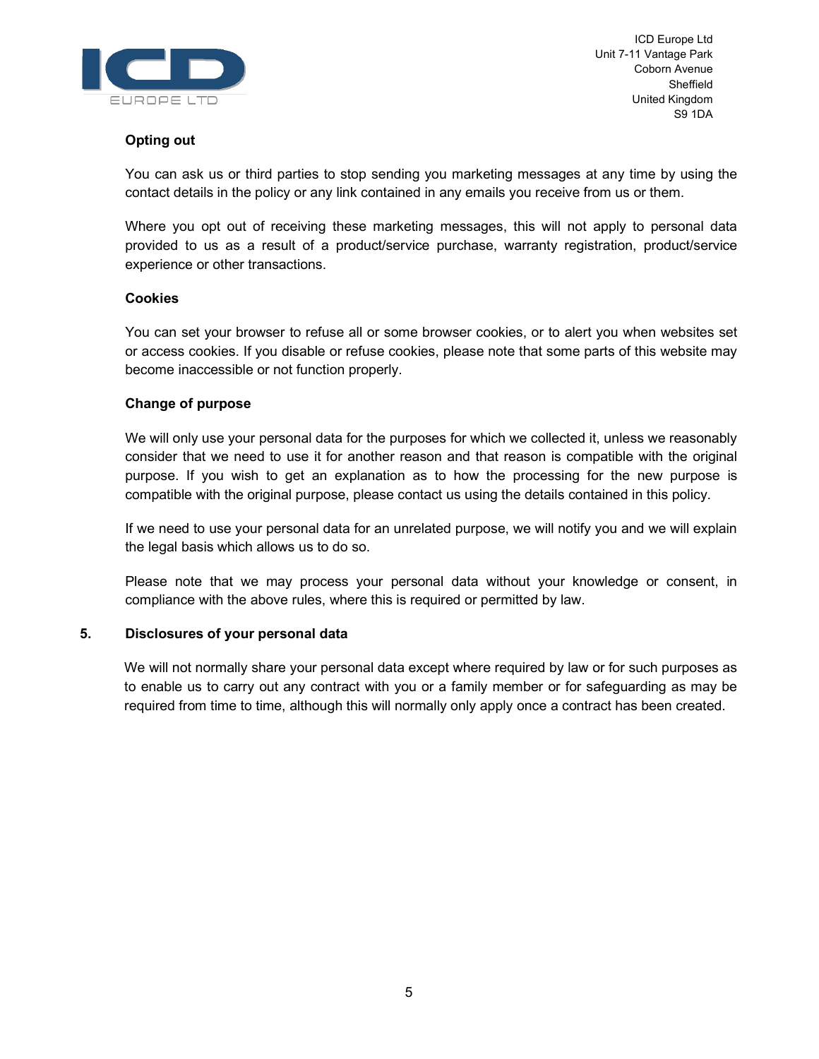**Opting out**

You can ask us or third parties to stop sending you marketing messages at any time by using the contact details in the policy or any link contained in any emails you receive from us or them.

Where you opt out of receiving these marketing messages, this will not apply to personal data provided to us as a result of a product/service purchase, warranty registration, product/service experience or other transactions.

**Cookies**

You can set your browser to refuse all or some browser cookies, or to alert you when websites set or access cookies. If you disable or refuse cookies, please note that some parts of this website may become inaccessible or not function properly.

**Change of purpose**

We will only use your personal data for the purposes for which we collected it, unless we reasonably consider that we need to use it for another reason and that reason is compatible with the original purpose. If you wish to get an explanation as to how the processing for the new purpose is compatible with the original purpose, please contact us using the details contained in this policy.

If we need to use your personal data for an unrelated purpose, we will notify you and we will explain the legal basis which allows us to do so.

Please note that we may process your personal data without your knowledge or consent, in compliance with the above rules, where this is required or permitted by law.

## 5. Disclosures of your personal data

We will not normally share your personal data except where required by law or for such purposes as to enable us to carry out any contract with you or a family member or for safeguarding as may be required from time to time, although this will normally only apply once a contract has been created.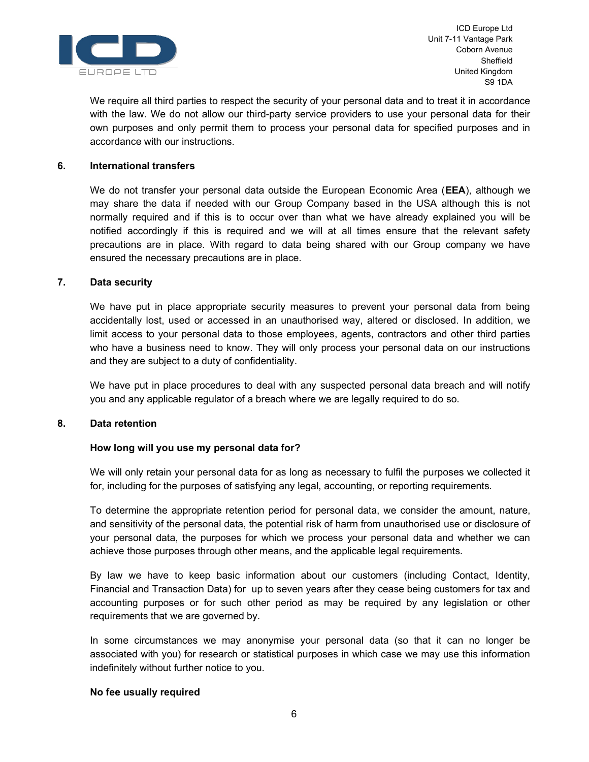We require all third parties to respect the security of your personal data and to treat it in accordance with the law. We do not allow our third-party service providers to use your personal data for their own purposes and only permit them to process your personal data for specified purposes and in accordance with our instructions.

## 6. International transfers

We do not transfer your personal data outside the European Economic Area (**EEA**), although we may share the data if needed with our Group Company based in the USA although this is not normally required and if this is to occur over than what we have already explained you will be notified accordingly if this is required and we will at all times ensure that the relevant safety precautions are in place. With regard to data being shared with our Group company we have ensured the necessary precautions are in place.

## 7. Data security

We have put in place appropriate security measures to prevent your personal data from being accidentally lost, used or accessed in an unauthorised way, altered or disclosed. In addition, we limit access to your personal data to those employees, agents, contractors and other third parties who have a business need to know. They will only process your personal data on our instructions and they are subject to a duty of confidentiality.

We have put in place procedures to deal with any suspected personal data breach and will notify you and any applicable regulator of a breach where we are legally required to do so.

## 8. Data retention

### How long will you use my personal data for?

We will only retain your personal data for as long as necessary to fulfil the purposes we collected it for, including for the purposes of satisfying any legal, accounting, or reporting requirements.

To determine the appropriate retention period for personal data, we consider the amount, nature, and sensitivity of the personal data, the potential risk of harm from unauthorised use or disclosure of your personal data, the purposes for which we process your personal data and whether we can achieve those purposes through other means, and the applicable legal requirements.

By law we have to keep basic information about our customers (including Contact, Identity, Financial and Transaction Data) for up to seven years after they cease being customers for tax and accounting purposes or for such other period as may be required by any legislation or other requirements that we are governed by.

In some circumstances we may anonymise your personal data (so that it can no longer be associated with you) for research or statistical purposes in which case we may use this information indefinitely without further notice to you.

### No fee usually required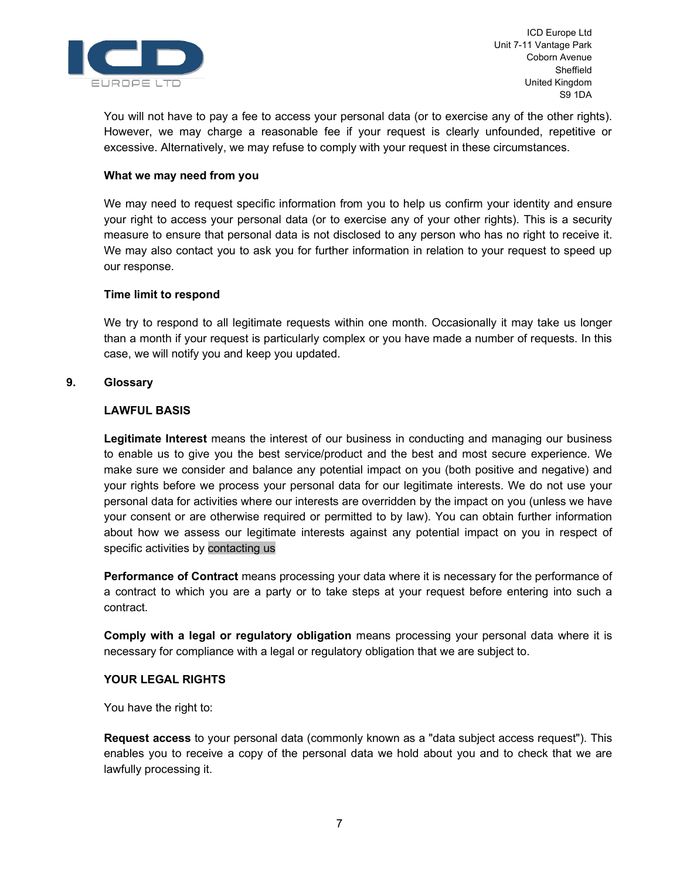You will not have to pay a fee to access your personal data (or to exercise any of the other rights). However, we may charge a reasonable fee if your request is clearly unfounded, repetitive or excessive. Alternatively, we may refuse to comply with your request in these circumstances.

**What we may need from you**

We may need to request specific information from you to help us confirm your identity and ensure your right to access your personal data (or to exercise any of your other rights). This is a security measure to ensure that personal data is not disclosed to any person who has no right to receive it. We may also contact you to ask you for further information in relation to your request to speed up our response.

**Time limit to respond**

We try to respond to all legitimate requests within one month. Occasionally it may take us longer than a month if your request is particularly complex or you have made a number of requests. In this case, we will notify you and keep you updated.

## 9. Glossary

**LAWFUL BASIS**

**Legitimate Interest** means the interest of our business in conducting and managing our business to enable us to give you the best service/product and the best and most secure experience. We make sure we consider and balance any potential impact on you (both positive and negative) and your rights before we process your personal data for our legitimate interests. We do not use your personal data for activities where our interests are overridden by the impact on you (unless we have your consent or are otherwise required or permitted to by law). You can obtain further information about how we assess our legitimate interests against any potential impact on you in respect of specific activities by contacting us

**Performance of Contract** means processing your data where it is necessary for the performance of a contract to which you are a party or to take steps at your request before entering into such a contract.

**Comply with a legal or regulatory obligation** means processing your personal data where it is necessary for compliance with a legal or regulatory obligation that we are subject to.

**YOUR LEGAL RIGHTS**

You have the right to:

**Request access** to your personal data (commonly known as a "data subject access request"). This enables you to receive a copy of the personal data we hold about you and to check that we are lawfully processing it.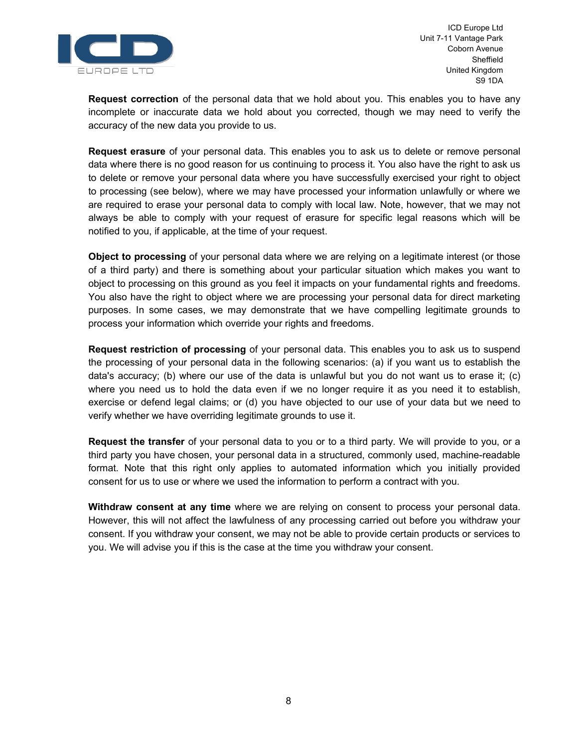**Request correction** of the personal data that we hold about you. This enables you to have any incomplete or inaccurate data we hold about you corrected, though we may need to verify the accuracy of the new data you provide to us.

**Request erasure** of your personal data. This enables you to ask us to delete or remove personal data where there is no good reason for us continuing to process it. You also have the right to ask us to delete or remove your personal data where you have successfully exercised your right to object to processing (see below), where we may have processed your information unlawfully or where we are required to erase your personal data to comply with local law. Note, however, that we may not always be able to comply with your request of erasure for specific legal reasons which will be notified to you, if applicable, at the time of your request.

**Object to processing** of your personal data where we are relying on a legitimate interest (or those of a third party) and there is something about your particular situation which makes you want to object to processing on this ground as you feel it impacts on your fundamental rights and freedoms. You also have the right to object where we are processing your personal data for direct marketing purposes. In some cases, we may demonstrate that we have compelling legitimate grounds to process your information which override your rights and freedoms.

**Request restriction of processing** of your personal data. This enables you to ask us to suspend the processing of your personal data in the following scenarios: (a) if you want us to establish the data's accuracy; (b) where our use of the data is unlawful but you do not want us to erase it; (c) where you need us to hold the data even if we no longer require it as you need it to establish, exercise or defend legal claims; or (d) you have objected to our use of your data but we need to verify whether we have overriding legitimate grounds to use it.

**Request the transfer** of your personal data to you or to a third party. We will provide to you, or a third party you have chosen, your personal data in a structured, commonly used, machine-readable format. Note that this right only applies to automated information which you initially provided consent for us to use or where we used the information to perform a contract with you.

**Withdraw consent at any time** where we are relying on consent to process your personal data. However, this will not affect the lawfulness of any processing carried out before you withdraw your consent. If you withdraw your consent, we may not be able to provide certain products or services to you. We will advise you if this is the case at the time you withdraw your consent.